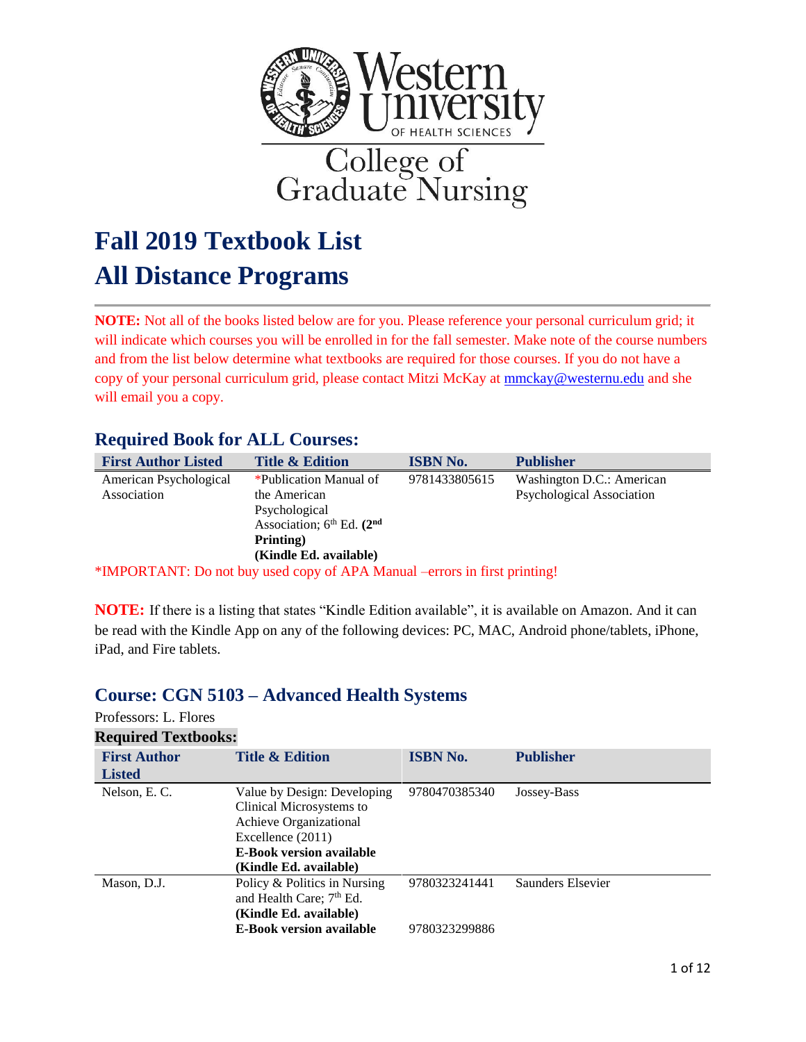Western University OF HEALTH SCIENCES

College of Graduate Nursing

# Fall 2019 Textbook List
# All Distance Programs

**NOTE:** Not all of the books listed below are for you. Please reference your personal curriculum grid; it will indicate which courses you will be enrolled in for the fall semester. Make note of the course numbers and from the list below determine what textbooks are required for those courses. If you do not have a copy of your personal curriculum grid, please contact Mitzi McKay at mmckay@westernu.edu and she will email you a copy.

## Required Book for ALL Courses:

| First Author Listed | Title & Edition | ISBN No. | Publisher |
|---|---|---|---|
| American Psychological Association | *Publication Manual of the American Psychological Association; 6th Ed. **(2nd Printing)** **(Kindle Ed. available)** | 9781433805615 | Washington D.C.: American Psychological Association |

*IMPORTANT: Do not buy used copy of APA Manual –errors in first printing!

**NOTE:** If there is a listing that states "Kindle Edition available", it is available on Amazon. And it can be read with the Kindle App on any of the following devices: PC, MAC, Android phone/tablets, iPhone, iPad, and Fire tablets.

## Course: CGN 5103 – Advanced Health Systems

Professors: L. Flores

**Required Textbooks:**

| First Author Listed | Title & Edition | ISBN No. | Publisher |
|---|---|---|---|
| Nelson, E. C. | Value by Design: Developing Clinical Microsystems to Achieve Organizational Excellence (2011) **E-Book version available** **(Kindle Ed. available)** | 9780470385340 | Jossey-Bass |
| Mason, D.J. | Policy & Politics in Nursing and Health Care; 7th Ed. **(Kindle Ed. available)** **E-Book version available** | 9780323241441 9780323299886 | Saunders Elsevier |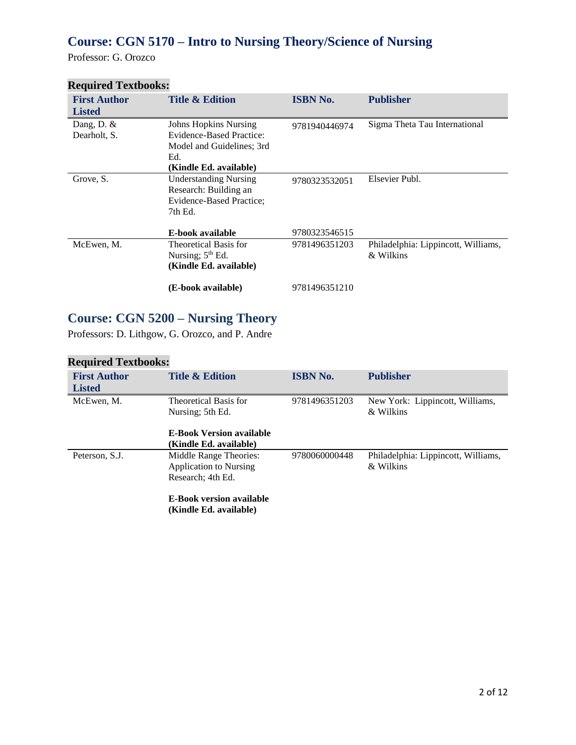## Course: CGN 5170 – Intro to Nursing Theory/Science of Nursing

Professor: G. Orozco

### Required Textbooks:

| First Author Listed | Title & Edition | ISBN No. | Publisher |
|---|---|---|---|
| Dang, D. & Dearholt, S. | Johns Hopkins Nursing Evidence-Based Practice: Model and Guidelines; 3rd Ed. **(Kindle Ed. available)** | 9781940446974 | Sigma Theta Tau International |
| Grove, S. | Understanding Nursing Research: Building an Evidence-Based Practice; 7th Ed. | 9780323532051 | Elsevier Publ. |
| | **E-book available** | 9780323546515 | |
| McEwen, M. | Theoretical Basis for Nursing; 5th Ed. **(Kindle Ed. available)** | 9781496351203 | Philadelphia: Lippincott, Williams, & Wilkins |
| | **(E-book available)** | 9781496351210 | |

## Course: CGN 5200 – Nursing Theory

Professors: D. Lithgow, G. Orozco, and P. Andre

### Required Textbooks:

| First Author Listed | Title & Edition | ISBN No. | Publisher |
|---|---|---|---|
| McEwen, M. | Theoretical Basis for Nursing; 5th Ed. **E-Book Version available (Kindle Ed. available)** | 9781496351203 | New York: Lippincott, Williams, & Wilkins |
| Peterson, S.J. | Middle Range Theories: Application to Nursing Research; 4th Ed. **E-Book version available (Kindle Ed. available)** | 9780060000448 | Philadelphia: Lippincott, Williams, & Wilkins |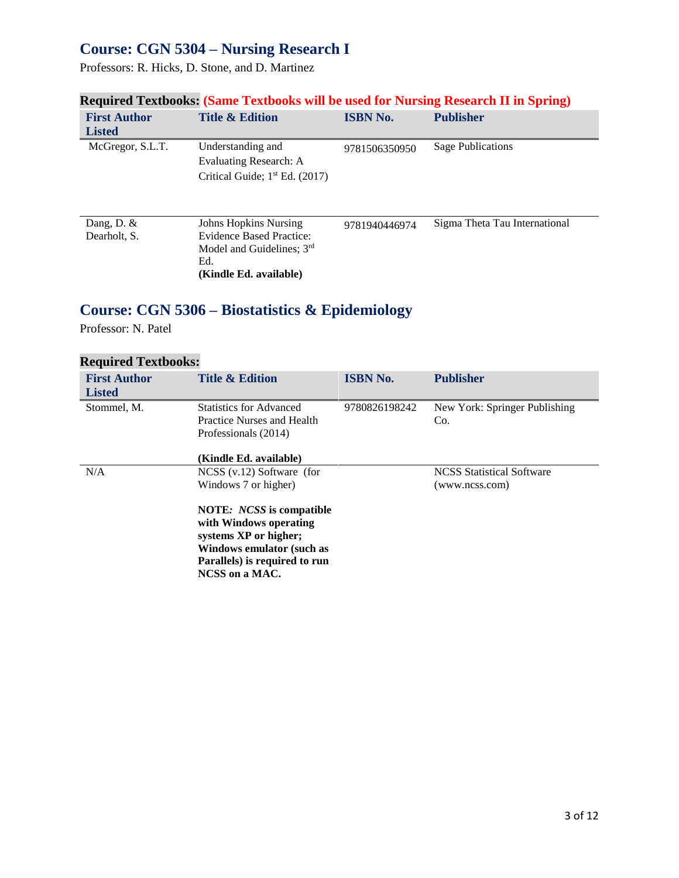## Course: CGN 5304 – Nursing Research I

Professors: R. Hicks, D. Stone, and D. Martinez

### Required Textbooks: (Same Textbooks will be used for Nursing Research II in Spring)

| First Author Listed | Title & Edition | ISBN No. | Publisher |
|---|---|---|---|
| McGregor, S.L.T. | Understanding and Evaluating Research: A Critical Guide; 1st Ed. (2017) | 9781506350950 | Sage Publications |
| Dang, D. & Dearholt, S. | Johns Hopkins Nursing Evidence Based Practice: Model and Guidelines; 3rd Ed. **(Kindle Ed. available)** | 9781940446974 | Sigma Theta Tau International |

## Course: CGN 5306 – Biostatistics & Epidemiology

Professor: N. Patel

### Required Textbooks:

| First Author Listed | Title & Edition | ISBN No. | Publisher |
|---|---|---|---|
| Stommel, M. | Statistics for Advanced Practice Nurses and Health Professionals (2014) **(Kindle Ed. available)** | 9780826198242 | New York: Springer Publishing Co. |
| N/A | NCSS (v.12) Software (for Windows 7 or higher) **NOTE:** ***NCSS*** **is compatible with Windows operating systems XP or higher; Windows emulator (such as Parallels) is required to run NCSS on a MAC.** | | NCSS Statistical Software (www.ncss.com) |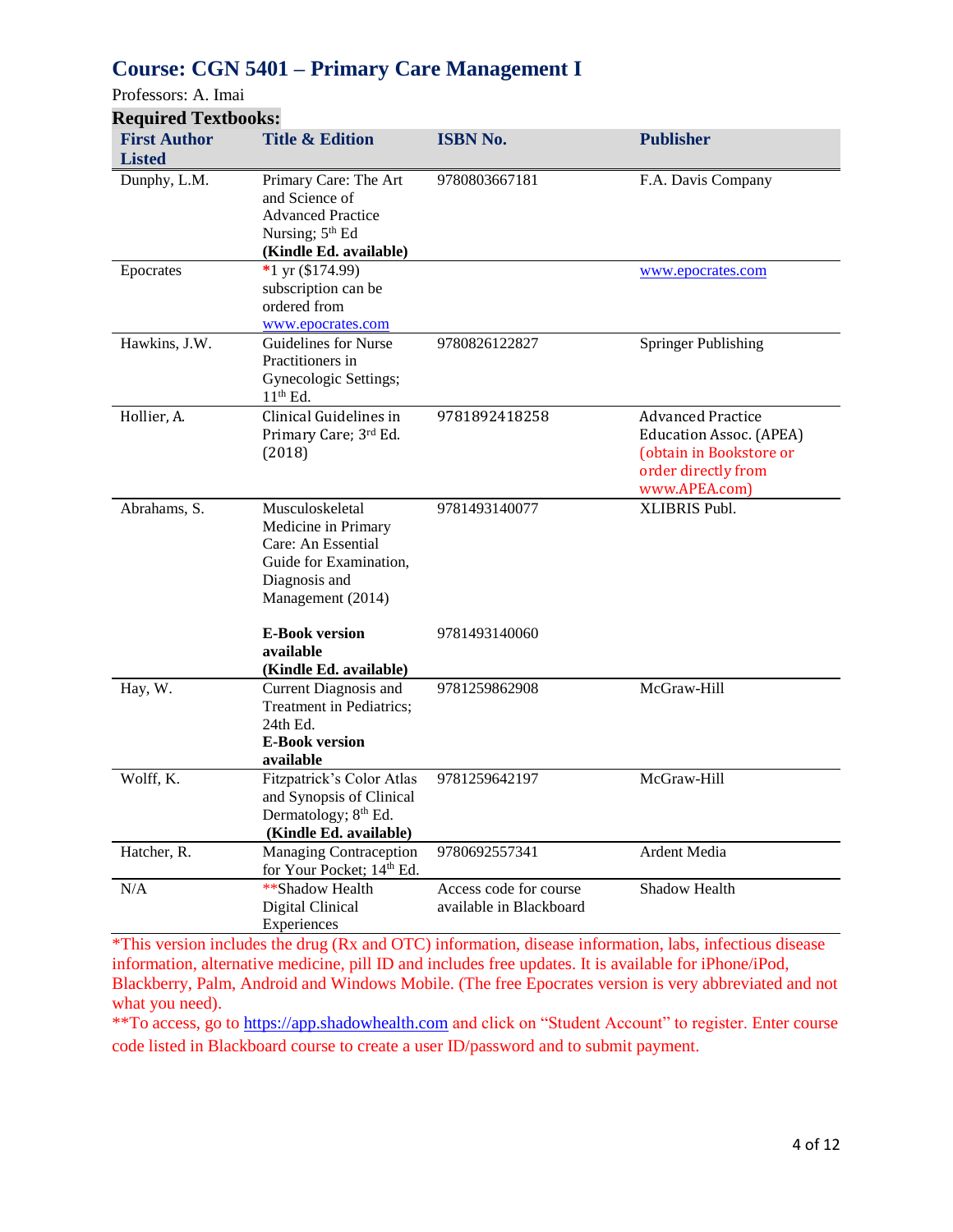## Course: CGN 5401 – Primary Care Management I

Professors: A. Imai

**Required Textbooks:**

| First Author Listed | Title & Edition | ISBN No. | Publisher |
|---|---|---|---|
| Dunphy, L.M. | Primary Care: The Art and Science of Advanced Practice Nursing; 5th Ed **(Kindle Ed. available)** | 9780803667181 | F.A. Davis Company |
| Epocrates | *1 yr ($174.99) subscription can be ordered from www.epocrates.com | | www.epocrates.com |
| Hawkins, J.W. | Guidelines for Nurse Practitioners in Gynecologic Settings; 11th Ed. | 9780826122827 | Springer Publishing |
| Hollier, A. | Clinical Guidelines in Primary Care; 3rd Ed. (2018) | 9781892418258 | Advanced Practice Education Assoc. (APEA) (obtain in Bookstore or order directly from www.APEA.com) |
| Abrahams, S. | Musculoskeletal Medicine in Primary Care: An Essential Guide for Examination, Diagnosis and Management (2014) **E-Book version available (Kindle Ed. available)** | 9781493140077 9781493140060 | XLIBRIS Publ. |
| Hay, W. | Current Diagnosis and Treatment in Pediatrics; 24th Ed. **E-Book version available** | 9781259862908 | McGraw-Hill |
| Wolff, K. | Fitzpatrick's Color Atlas and Synopsis of Clinical Dermatology; 8th Ed. **(Kindle Ed. available)** | 9781259642197 | McGraw-Hill |
| Hatcher, R. | Managing Contraception for Your Pocket; 14th Ed. | 9780692557341 | Ardent Media |
| N/A | **Shadow Health Digital Clinical Experiences | Access code for course available in Blackboard | Shadow Health |

*This version includes the drug (Rx and OTC) information, disease information, labs, infectious disease information, alternative medicine, pill ID and includes free updates. It is available for iPhone/iPod, Blackberry, Palm, Android and Windows Mobile. (The free Epocrates version is very abbreviated and not what you need).

**To access, go to https://app.shadowhealth.com and click on "Student Account" to register. Enter course code listed in Blackboard course to create a user ID/password and to submit payment.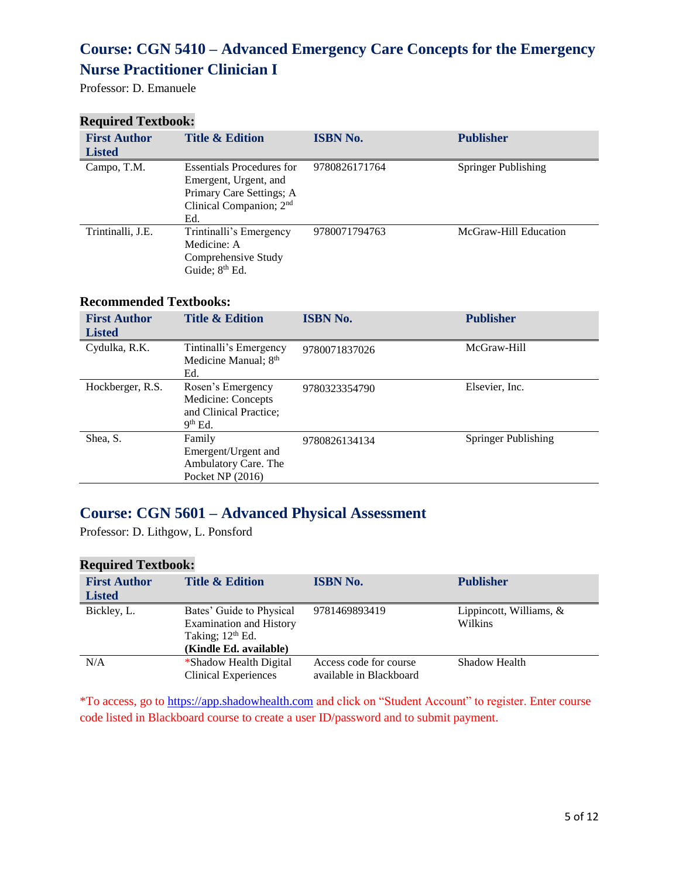## Course: CGN 5410 – Advanced Emergency Care Concepts for the Emergency Nurse Practitioner Clinician I

Professor: D. Emanuele

**Required Textbook:**

| First Author Listed | Title & Edition | ISBN No. | Publisher |
|---|---|---|---|
| Campo, T.M. | Essentials Procedures for Emergent, Urgent, and Primary Care Settings; A Clinical Companion; 2nd Ed. | 9780826171764 | Springer Publishing |
| Trintinalli, J.E. | Trintinalli's Emergency Medicine: A Comprehensive Study Guide; 8th Ed. | 9780071794763 | McGraw-Hill Education |

**Recommended Textbooks:**

| First Author Listed | Title & Edition | ISBN No. | Publisher |
|---|---|---|---|
| Cydulka, R.K. | Tintinalli's Emergency Medicine Manual; 8th Ed. | 9780071837026 | McGraw-Hill |
| Hockberger, R.S. | Rosen's Emergency Medicine: Concepts and Clinical Practice; 9th Ed. | 9780323354790 | Elsevier, Inc. |
| Shea, S. | Family Emergent/Urgent and Ambulatory Care. The Pocket NP (2016) | 9780826134134 | Springer Publishing |

## Course: CGN 5601 – Advanced Physical Assessment

Professor: D. Lithgow, L. Ponsford

**Required Textbook:**

| First Author Listed | Title & Edition | ISBN No. | Publisher |
|---|---|---|---|
| Bickley, L. | Bates' Guide to Physical Examination and History Taking; 12th Ed. **(Kindle Ed. available)** | 9781469893419 | Lippincott, Williams, & Wilkins |
| N/A | *Shadow Health Digital Clinical Experiences | Access code for course available in Blackboard | Shadow Health |

*To access, go to https://app.shadowhealth.com and click on "Student Account" to register. Enter course code listed in Blackboard course to create a user ID/password and to submit payment.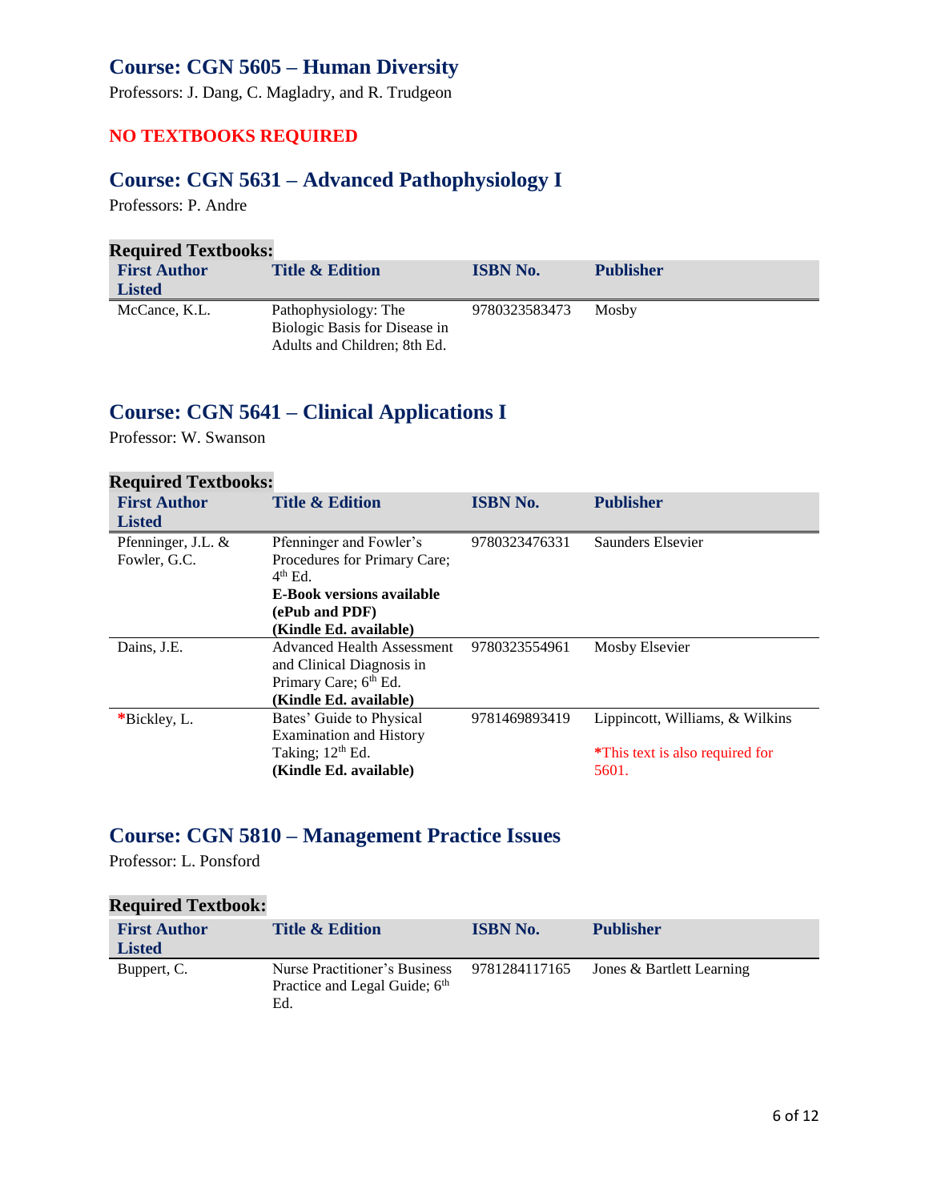## Course: CGN 5605 – Human Diversity

Professors: J. Dang, C. Magladry, and R. Trudgeon

**NO TEXTBOOKS REQUIRED**

## Course: CGN 5631 – Advanced Pathophysiology I

Professors: P. Andre

**Required Textbooks:**

| First Author Listed | Title & Edition | ISBN No. | Publisher |
|---|---|---|---|
| McCance, K.L. | Pathophysiology: The Biologic Basis for Disease in Adults and Children; 8th Ed. | 9780323583473 | Mosby |

## Course: CGN 5641 – Clinical Applications I

Professor: W. Swanson

**Required Textbooks:**

| First Author Listed | Title & Edition | ISBN No. | Publisher |
|---|---|---|---|
| Pfenninger, J.L. & Fowler, G.C. | Pfenninger and Fowler's Procedures for Primary Care; 4th Ed. **E-Book versions available (ePub and PDF) (Kindle Ed. available)** | 9780323476331 | Saunders Elsevier |
| Dains, J.E. | Advanced Health Assessment and Clinical Diagnosis in Primary Care; 6th Ed. **(Kindle Ed. available)** | 9780323554961 | Mosby Elsevier |
| *Bickley, L. | Bates' Guide to Physical Examination and History Taking; 12th Ed. **(Kindle Ed. available)** | 9781469893419 | Lippincott, Williams, & Wilkins *This text is also required for 5601. |

## Course: CGN 5810 – Management Practice Issues

Professor: L. Ponsford

**Required Textbook:**

| First Author Listed | Title & Edition | ISBN No. | Publisher |
|---|---|---|---|
| Buppert, C. | Nurse Practitioner's Business Practice and Legal Guide; 6th Ed. | 9781284117165 | Jones & Bartlett Learning |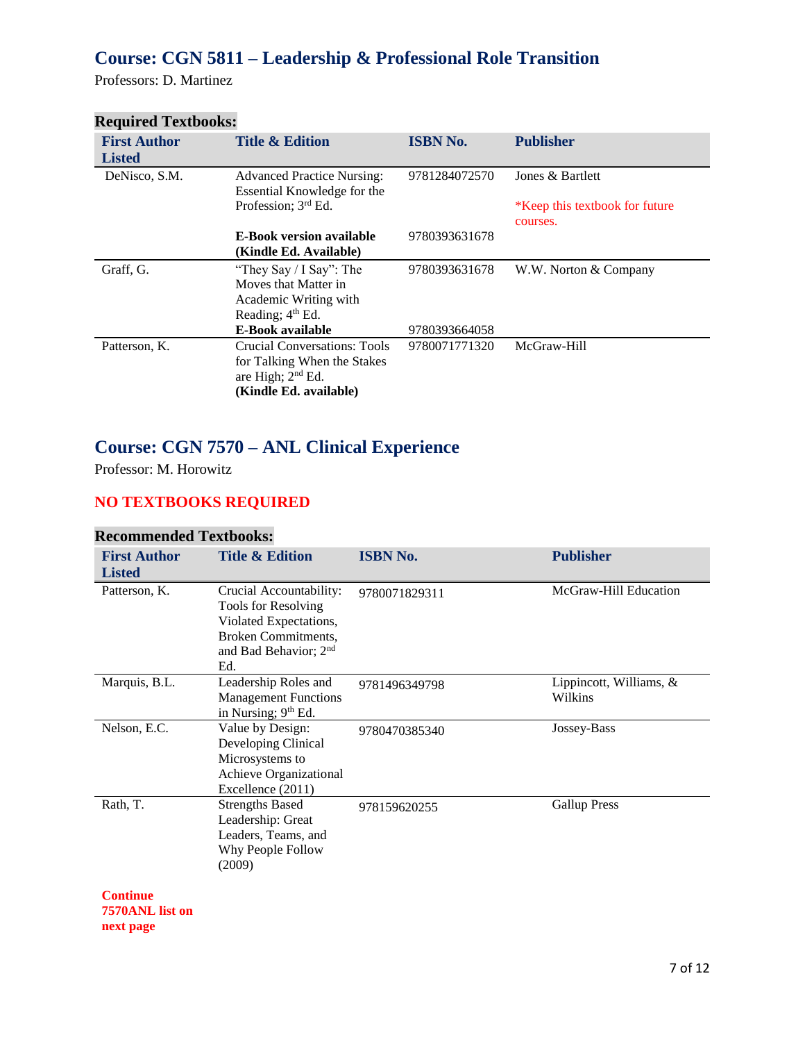## Course: CGN 5811 – Leadership & Professional Role Transition

Professors: D. Martinez

**Required Textbooks:**

| First Author Listed | Title & Edition | ISBN No. | Publisher |
|---|---|---|---|
| DeNisco, S.M. | Advanced Practice Nursing: Essential Knowledge for the Profession; 3rd Ed. | 9781284072570 | Jones & Bartlett<br>*Keep this textbook for future courses. |
| | **E-Book version available (Kindle Ed. Available)** | 9780393631678 | |
| Graff, G. | "They Say / I Say": The Moves that Matter in Academic Writing with Reading; 4th Ed. | 9780393631678 | W.W. Norton & Company |
| | **E-Book available** | 9780393664058 | |
| Patterson, K. | Crucial Conversations: Tools for Talking When the Stakes are High; 2nd Ed.<br>**(Kindle Ed. available)** | 9780071771320 | McGraw-Hill |

## Course: CGN 7570 – ANL Clinical Experience

Professor: M. Horowitz

**NO TEXTBOOKS REQUIRED**

**Recommended Textbooks:**

| First Author Listed | Title & Edition | ISBN No. | Publisher |
|---|---|---|---|
| Patterson, K. | Crucial Accountability: Tools for Resolving Violated Expectations, Broken Commitments, and Bad Behavior; 2nd Ed. | 9780071829311 | McGraw-Hill Education |
| Marquis, B.L. | Leadership Roles and Management Functions in Nursing; 9th Ed. | 9781496349798 | Lippincott, Williams, & Wilkins |
| Nelson, E.C. | Value by Design: Developing Clinical Microsystems to Achieve Organizational Excellence (2011) | 9780470385340 | Jossey-Bass |
| Rath, T. | Strengths Based Leadership: Great Leaders, Teams, and Why People Follow (2009) | 978159620255 | Gallup Press |

**Continue 7570ANL list on next page**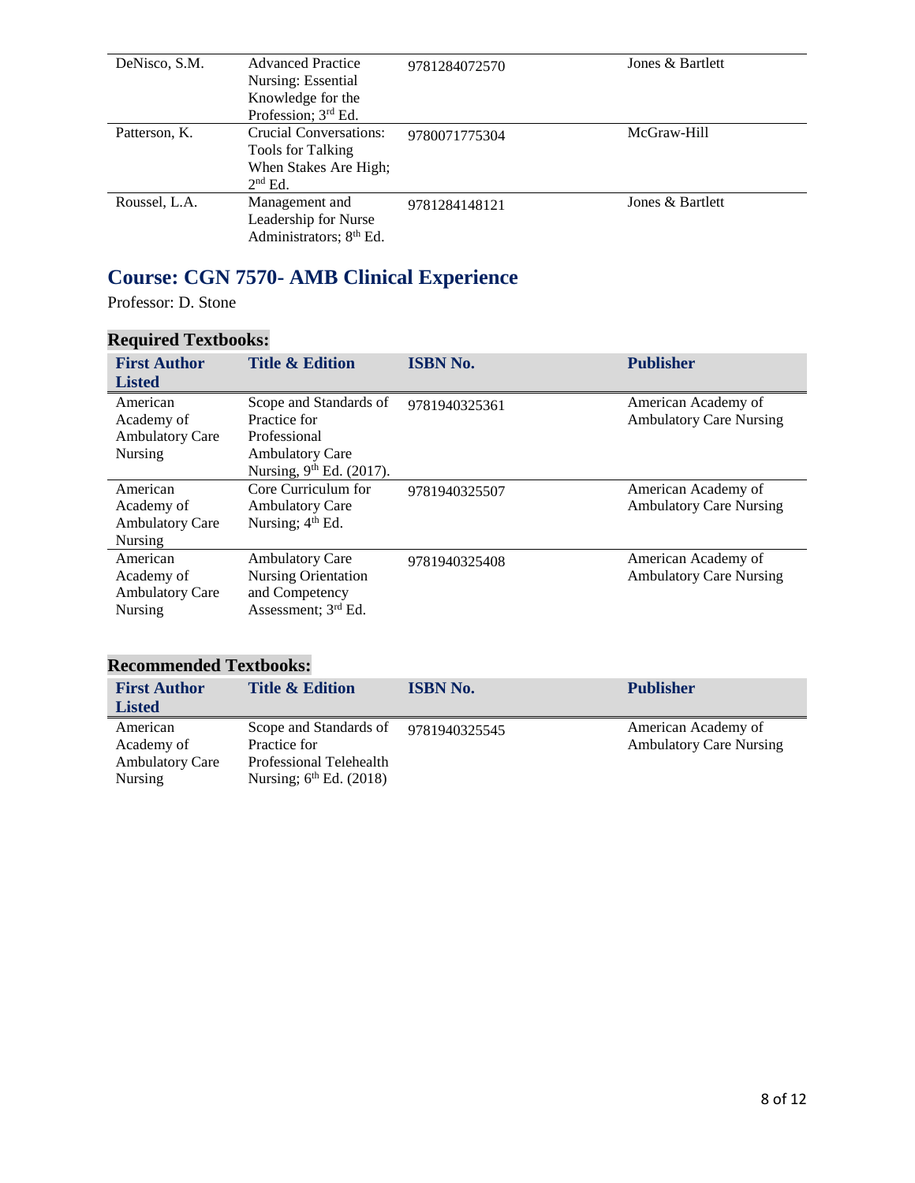| DeNisco, S.M. | Advanced Practice Nursing: Essential Knowledge for the Profession; 3rd Ed. | 9781284072570 | Jones & Bartlett |
|---|---|---|---|
| Patterson, K. | Crucial Conversations: Tools for Talking When Stakes Are High; 2nd Ed. | 9780071775304 | McGraw-Hill |
| Roussel, L.A. | Management and Leadership for Nurse Administrators; 8th Ed. | 9781284148121 | Jones & Bartlett |

## Course: CGN 7570- AMB Clinical Experience

Professor: D. Stone

### Required Textbooks:

| First Author Listed | Title & Edition | ISBN No. | Publisher |
|---|---|---|---|
| American Academy of Ambulatory Care Nursing | Scope and Standards of Practice for Professional Ambulatory Care Nursing, 9th Ed. (2017). | 9781940325361 | American Academy of Ambulatory Care Nursing |
| American Academy of Ambulatory Care Nursing | Core Curriculum for Ambulatory Care Nursing; 4th Ed. | 9781940325507 | American Academy of Ambulatory Care Nursing |
| American Academy of Ambulatory Care Nursing | Ambulatory Care Nursing Orientation and Competency Assessment; 3rd Ed. | 9781940325408 | American Academy of Ambulatory Care Nursing |

### Recommended Textbooks:

| First Author Listed | Title & Edition | ISBN No. | Publisher |
|---|---|---|---|
| American Academy of Ambulatory Care Nursing | Scope and Standards of Practice for Professional Telehealth Nursing; 6th Ed. (2018) | 9781940325545 | American Academy of Ambulatory Care Nursing |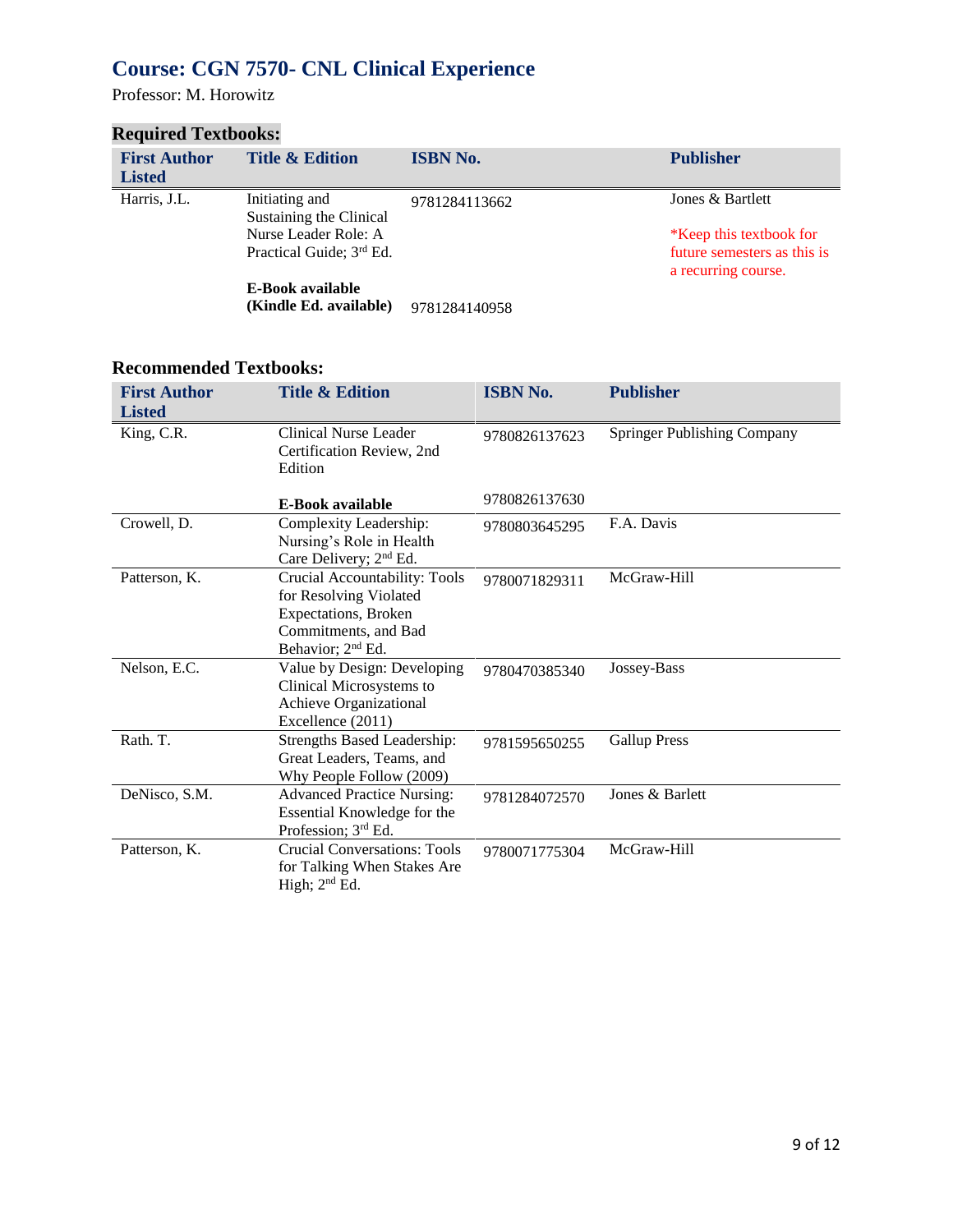## Course: CGN 7570- CNL Clinical Experience

Professor: M. Horowitz

### Required Textbooks:

| First Author Listed | Title & Edition | ISBN No. | Publisher |
|---|---|---|---|
| Harris, J.L. | Initiating and Sustaining the Clinical Nurse Leader Role: A Practical Guide; 3rd Ed. | 9781284113662 | Jones & Bartlett<br><br>*Keep this textbook for future semesters as this is a recurring course. |
| | **E-Book available (Kindle Ed. available)** | 9781284140958 | |

### Recommended Textbooks:

| First Author Listed | Title & Edition | ISBN No. | Publisher |
|---|---|---|---|
| King, C.R. | Clinical Nurse Leader Certification Review, 2nd Edition | 9780826137623 | Springer Publishing Company |
| | **E-Book available** | 9780826137630 | |
| Crowell, D. | Complexity Leadership: Nursing's Role in Health Care Delivery; 2nd Ed. | 9780803645295 | F.A. Davis |
| Patterson, K. | Crucial Accountability: Tools for Resolving Violated Expectations, Broken Commitments, and Bad Behavior; 2nd Ed. | 9780071829311 | McGraw-Hill |
| Nelson, E.C. | Value by Design: Developing Clinical Microsystems to Achieve Organizational Excellence (2011) | 9780470385340 | Jossey-Bass |
| Rath. T. | Strengths Based Leadership: Great Leaders, Teams, and Why People Follow (2009) | 9781595650255 | Gallup Press |
| DeNisco, S.M. | Advanced Practice Nursing: Essential Knowledge for the Profession; 3rd Ed. | 9781284072570 | Jones & Barlett |
| Patterson, K. | Crucial Conversations: Tools for Talking When Stakes Are High; 2nd Ed. | 9780071775304 | McGraw-Hill |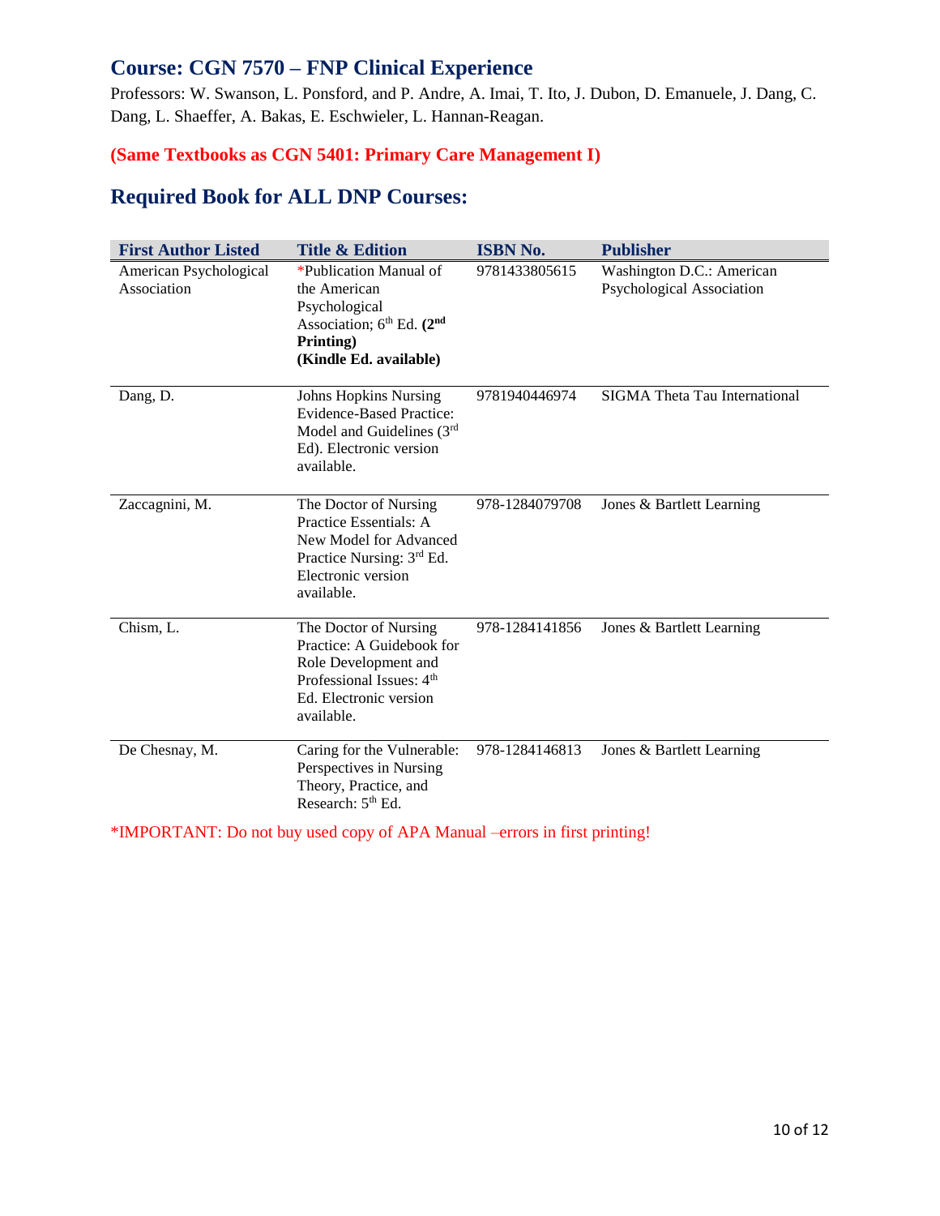## Course: CGN 7570 – FNP Clinical Experience

Professors: W. Swanson, L. Ponsford, and P. Andre, A. Imai, T. Ito, J. Dubon, D. Emanuele, J. Dang, C. Dang, L. Shaeffer, A. Bakas, E. Eschwieler, L. Hannan-Reagan.

**(Same Textbooks as CGN 5401: Primary Care Management I)**

## Required Book for ALL DNP Courses:

| First Author Listed | Title & Edition | ISBN No. | Publisher |
|---|---|---|---|
| American Psychological Association | *Publication Manual of the American Psychological Association; 6th Ed. **(2nd Printing)** **(Kindle Ed. available)** | 9781433805615 | Washington D.C.: American Psychological Association |
| Dang, D. | Johns Hopkins Nursing Evidence-Based Practice: Model and Guidelines (3rd Ed). Electronic version available. | 9781940446974 | SIGMA Theta Tau International |
| Zaccagnini, M. | The Doctor of Nursing Practice Essentials: A New Model for Advanced Practice Nursing: 3rd Ed. Electronic version available. | 978-1284079708 | Jones & Bartlett Learning |
| Chism, L. | The Doctor of Nursing Practice: A Guidebook for Role Development and Professional Issues: 4th Ed. Electronic version available. | 978-1284141856 | Jones & Bartlett Learning |
| De Chesnay, M. | Caring for the Vulnerable: Perspectives in Nursing Theory, Practice, and Research: 5th Ed. | 978-1284146813 | Jones & Bartlett Learning |

*IMPORTANT: Do not buy used copy of APA Manual –errors in first printing!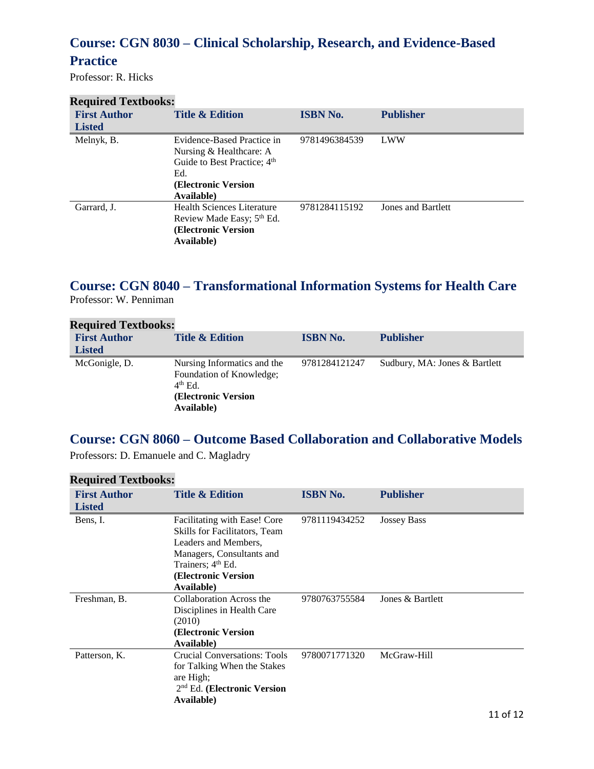## Course: CGN 8030 – Clinical Scholarship, Research, and Evidence-Based Practice

Professor: R. Hicks

**Required Textbooks:**

| First Author Listed | Title & Edition | ISBN No. | Publisher |
|---|---|---|---|
| Melnyk, B. | Evidence-Based Practice in Nursing & Healthcare: A Guide to Best Practice; 4th Ed. **(Electronic Version Available)** | 9781496384539 | LWW |
| Garrard, J. | Health Sciences Literature Review Made Easy; 5th Ed. **(Electronic Version Available)** | 9781284115192 | Jones and Bartlett |

## Course: CGN 8040 – Transformational Information Systems for Health Care

Professor: W. Penniman

**Required Textbooks:**

| First Author Listed | Title & Edition | ISBN No. | Publisher |
|---|---|---|---|
| McGonigle, D. | Nursing Informatics and the Foundation of Knowledge; 4th Ed. **(Electronic Version Available)** | 9781284121247 | Sudbury, MA: Jones & Bartlett |

## Course: CGN 8060 – Outcome Based Collaboration and Collaborative Models

Professors: D. Emanuele and C. Magladry

**Required Textbooks:**

| First Author Listed | Title & Edition | ISBN No. | Publisher |
|---|---|---|---|
| Bens, I. | Facilitating with Ease! Core Skills for Facilitators, Team Leaders and Members, Managers, Consultants and Trainers; 4th Ed. **(Electronic Version Available)** | 9781119434252 | Jossey Bass |
| Freshman, B. | Collaboration Across the Disciplines in Health Care (2010) **(Electronic Version Available)** | 9780763755584 | Jones & Bartlett |
| Patterson, K. | Crucial Conversations: Tools for Talking When the Stakes are High; 2nd Ed. **(Electronic Version Available)** | 9780071771320 | McGraw-Hill |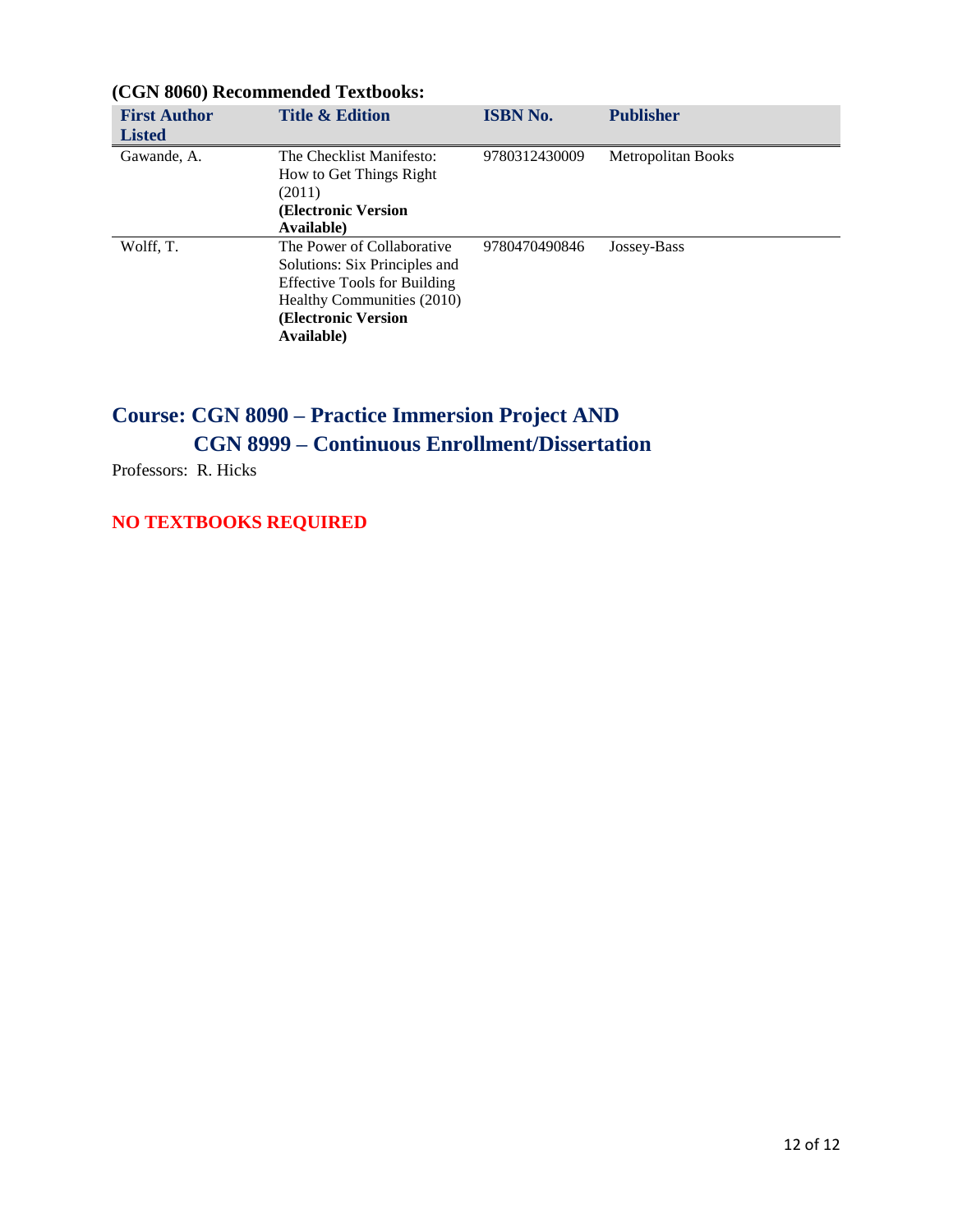**(CGN 8060) Recommended Textbooks:**

| First Author Listed | Title & Edition | ISBN No. | Publisher |
|---|---|---|---|
| Gawande, A. | The Checklist Manifesto: How to Get Things Right (2011) **(Electronic Version Available)** | 9780312430009 | Metropolitan Books |
| Wolff, T. | The Power of Collaborative Solutions: Six Principles and Effective Tools for Building Healthy Communities (2010) **(Electronic Version Available)** | 9780470490846 | Jossey-Bass |

## Course: CGN 8090 – Practice Immersion Project AND CGN 8999 – Continuous Enrollment/Dissertation

Professors: R. Hicks

**NO TEXTBOOKS REQUIRED**